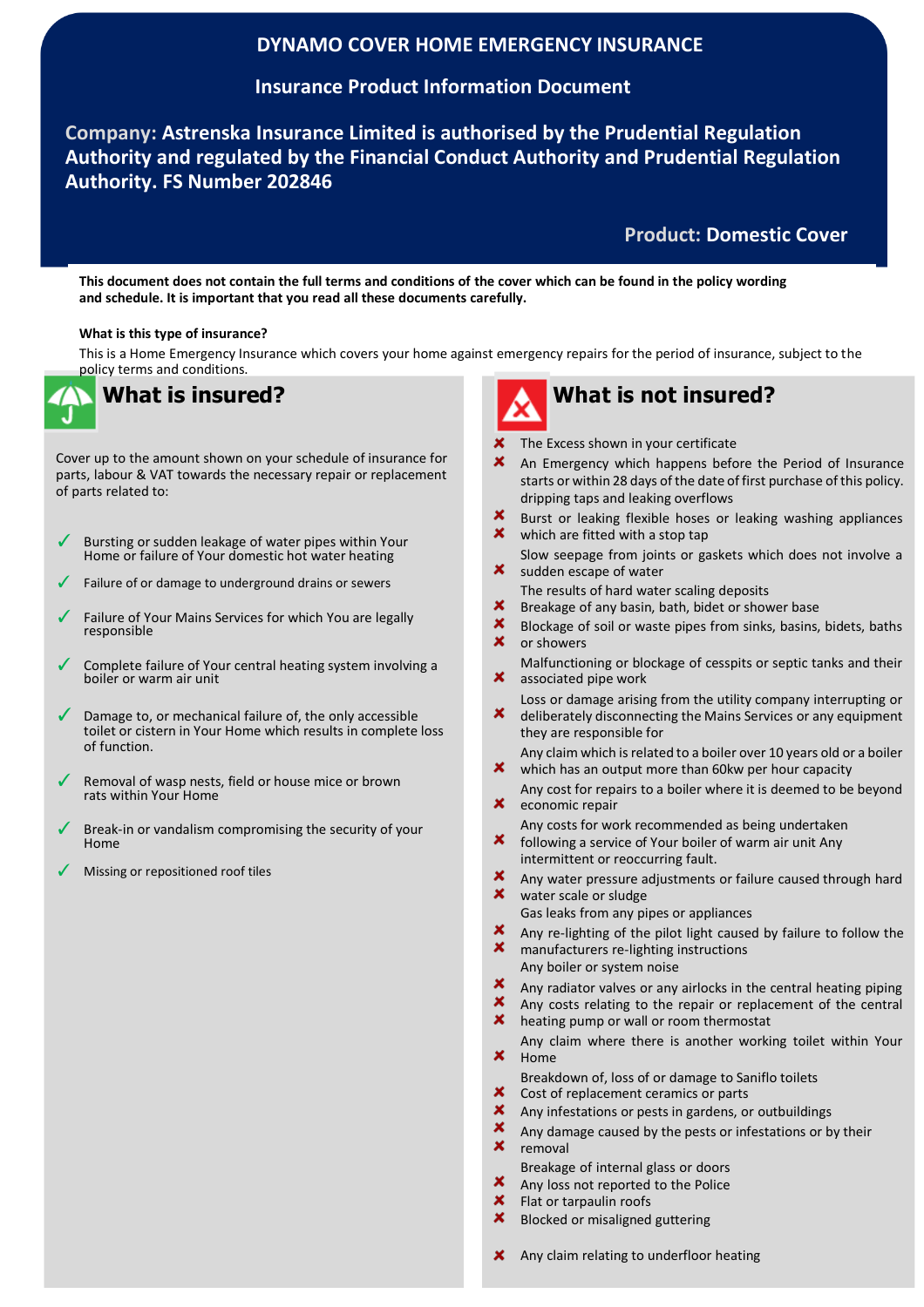# DYNAMO COVER HOME EMERGENCY INSURANCE

## Insurance Product Information Document

**Company:** Astrenska Insurance Limited is authorised by the Prudential Regulation Authority and regulated by the Financial Conduct Authority and Prudential Regulation Authority. FS Number 202846

**Product:** Domestic Cover

**This document does not contain the full terms and conditions of the cover which can be found in the policy wording and schedule. It is important that you read all these documents carefully.**

**What is this type of insurance?**

This is a Home Emergency Insurance which covers your home against emergency repairs for the period of insurance, subject to the policy terms and conditions.

## What is insured?

Cover up to the amount shown on your schedule of insurance for parts, labour & VAT towards the necessary repair or replacement of parts related to:

- ✓ Bursting or sudden leakage of water pipes within Your Home or failure of Your domestic hot water heating
- ✓ Failure of or damage to underground drains or sewers
- ✓ Failure of Your Mains Services for which You are legally responsible
- ✓ Complete failure of Your central heating system involving a boiler or warm air unit
- ✓ Damage to, or mechanical failure of, the only accessible toilet or cistern in Your Home which results in complete loss of function.
- ✓ Removal of wasp nests, field or house mice or brown rats within Your Home
- ✓ Break-in or vandalism compromising the security of your Home
- ✓ Missing or repositioned roof tiles

## What is not insured?

- ✘ The Excess shown in your certificate
- ✘ An Emergency which happens before the Period of Insurance starts or within 28 days of the date of first purchase of this policy.
- ✘ dripping taps and leaking overflows
- ✘ Burst or leaking flexible hoses or leaking washing appliances which are fitted with a stop tap
- ✘ Slow seepage from joints or gaskets which does not involve a sudden escape of water
- ✘ The results of hard water scaling deposits
- ✘ Breakage of any basin, bath, bidet or shower base
- ✘ Blockage of soil or waste pipes from sinks, basins, bidets, baths or showers
- ✘ Malfunctioning or blockage of cesspits or septic tanks and their associated pipe work
- ✘ Loss or damage arising from the utility company interrupting or deliberately disconnecting the Mains Services or any equipment they are responsible for
- ✘ Any claim which is related to a boiler over 10 years old or a boiler which has an output more than 60kw per hour capacity
- ✘ Any cost for repairs to a boiler where it is deemed to be beyond economic repair
- ✘ Any costs for work recommended as being undertaken following a service of Your boiler of warm air unit
- ✘ Any intermittent or reoccurring fault.
- ✘ Any water pressure adjustments or failure caused through hard water scale or sludge
- ✘ Gas leaks from any pipes or appliances
- ✘ Any re-lighting of the pilot light caused by failure to follow the manufacturers re-lighting instructions
- ✘ Any boiler or system noise
- ✘ Any radiator valves or any airlocks in the central heating piping
- ✘ Any costs relating to the repair or replacement of the central heating pump or wall or room thermostat
- ✘ Any claim where there is another working toilet within Your Home
- ✘ Breakdown of, loss of or damage to Saniflo toilets
- ✘ Cost of replacement ceramics or parts
- ✘ Any infestations or pests in gardens, or outbuildings
- ✘ Any damage caused by the pests or infestations or by their removal
- ✘ Breakage of internal glass or doors
- ✘ Any loss not reported to the Police
- ✘ Flat or tarpaulin roofs
- ✘ Blocked or misaligned guttering
- ✘ Any claim relating to underfloor heating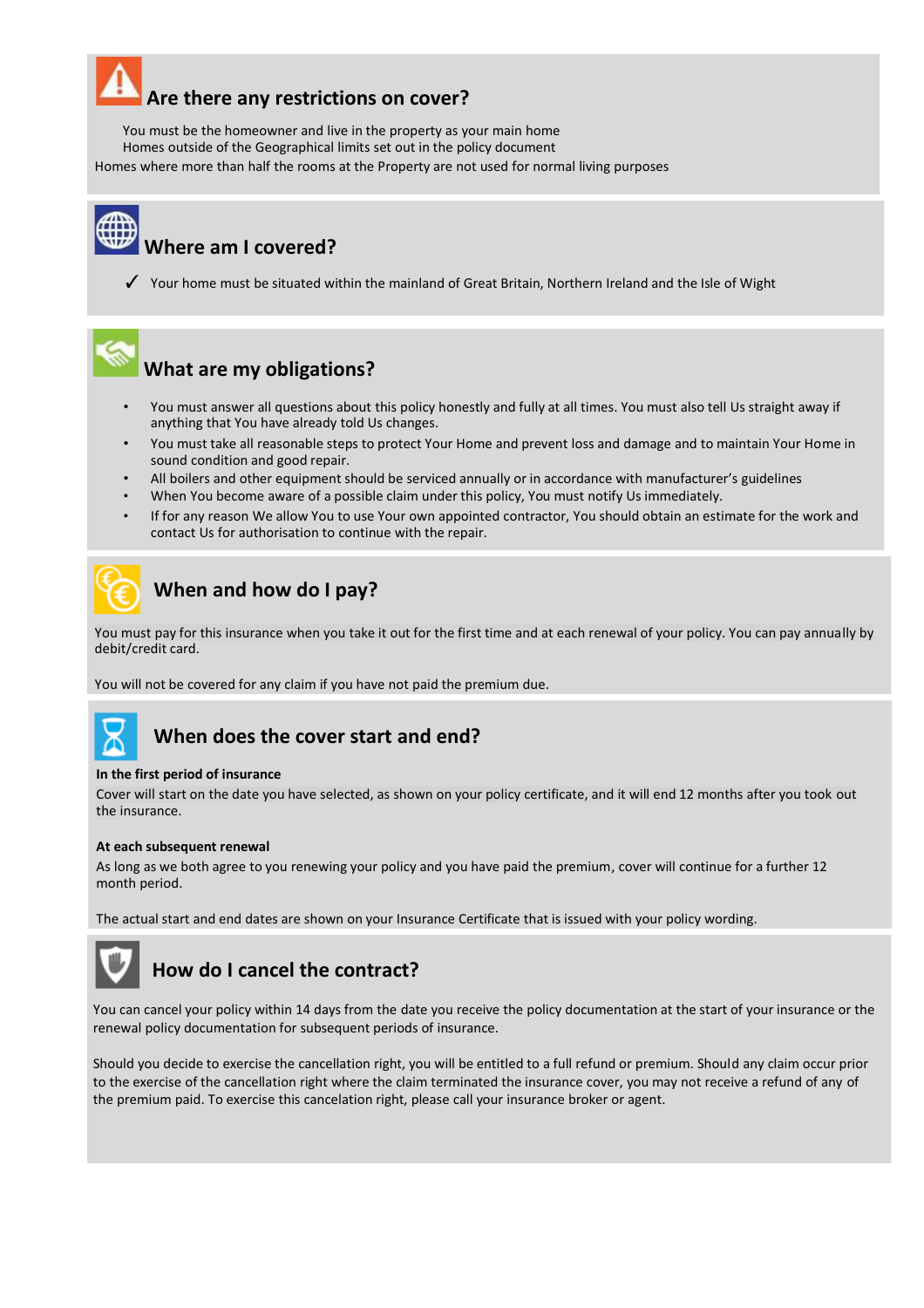## Are there any restrictions on cover?

You must be the homeowner and live in the property as your main home
Homes outside of the Geographical limits set out in the policy document
Homes where more than half the rooms at the Property are not used for normal living purposes

## Where am I covered?

✓ Your home must be situated within the mainland of Great Britain, Northern Ireland and the Isle of Wight

## What are my obligations?

- You must answer all questions about this policy honestly and fully at all times. You must also tell Us straight away if anything that You have already told Us changes.
- You must take all reasonable steps to protect Your Home and prevent loss and damage and to maintain Your Home in sound condition and good repair.
- All boilers and other equipment should be serviced annually or in accordance with manufacturer's guidelines
- When You become aware of a possible claim under this policy, You must notify Us immediately.
- If for any reason We allow You to use Your own appointed contractor, You should obtain an estimate for the work and contact Us for authorisation to continue with the repair.

## When and how do I pay?

You must pay for this insurance when you take it out for the first time and at each renewal of your policy. You can pay annually by debit/credit card.

You will not be covered for any claim if you have not paid the premium due.

## When does the cover start and end?

**In the first period of insurance**

Cover will start on the date you have selected, as shown on your policy certificate, and it will end 12 months after you took out the insurance.

**At each subsequent renewal**

As long as we both agree to you renewing your policy and you have paid the premium, cover will continue for a further 12 month period.

The actual start and end dates are shown on your Insurance Certificate that is issued with your policy wording.

## How do I cancel the contract?

You can cancel your policy within 14 days from the date you receive the policy documentation at the start of your insurance or the renewal policy documentation for subsequent periods of insurance.

Should you decide to exercise the cancellation right, you will be entitled to a full refund or premium. Should any claim occur prior to the exercise of the cancellation right where the claim terminated the insurance cover, you may not receive a refund of any of the premium paid. To exercise this cancelation right, please call your insurance broker or agent.